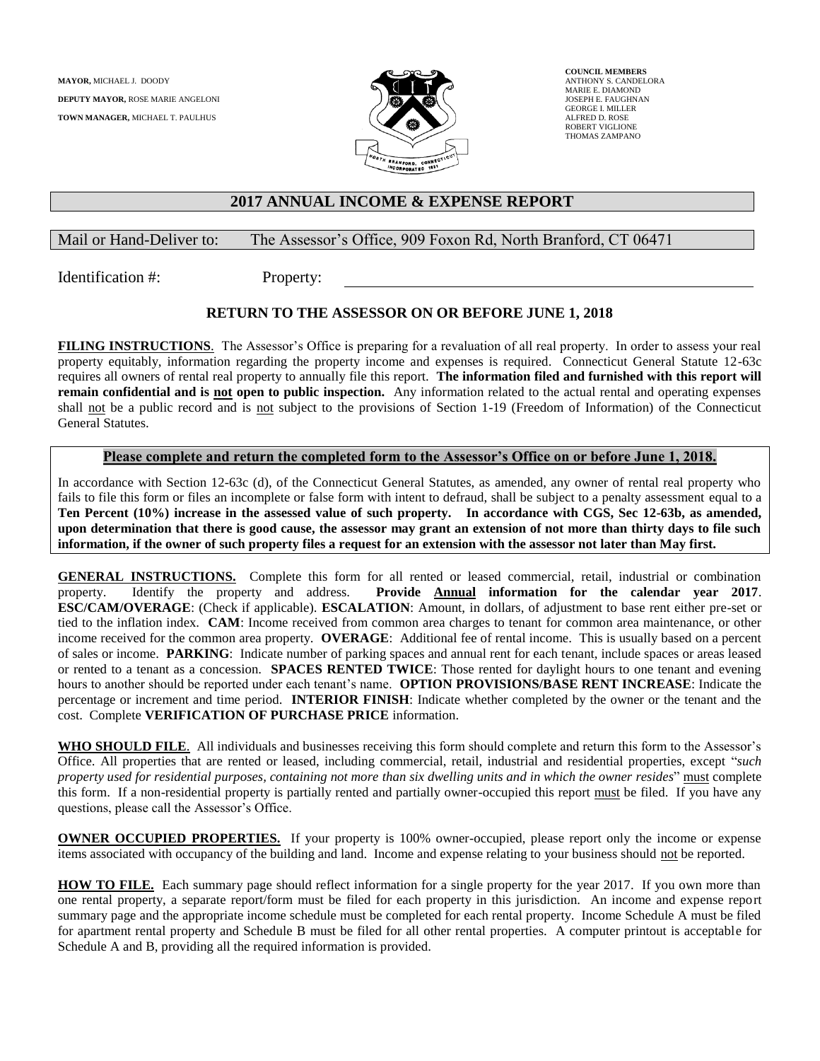**MAYOR,** MICHAEL J. DOODY

**DEPUTY MAYOR,** ROSE MARIE ANGELONI

**TOWN MANAGER,** MICHAEL T. PAULHUS

**COUNCIL MEMBERS**
ANTHONY S. CANDELORA
MARIE E. DIAMOND
JOSEPH E. FAUGHNAN
GEORGE I. MILLER
ALFRED D. ROSE
ROBERT VIGLIONE
THOMAS ZAMPANO

# 2017 ANNUAL INCOME & EXPENSE REPORT

Mail or Hand-Deliver to: The Assessor's Office, 909 Foxon Rd, North Branford, CT 06471

Identification #: Property: ______________________________

**RETURN TO THE ASSESSOR ON OR BEFORE JUNE 1, 2018**

**FILING INSTRUCTIONS**. The Assessor's Office is preparing for a revaluation of all real property. In order to assess your real property equitably, information regarding the property income and expenses is required. Connecticut General Statute 12-63c requires all owners of rental real property to annually file this report. **The information filed and furnished with this report will remain confidential and is not open to public inspection.** Any information related to the actual rental and operating expenses shall not be a public record and is not subject to the provisions of Section 1-19 (Freedom of Information) of the Connecticut General Statutes.

**Please complete and return the completed form to the Assessor's Office on or before June 1, 2018.**

In accordance with Section 12-63c (d), of the Connecticut General Statutes, as amended, any owner of rental real property who fails to file this form or files an incomplete or false form with intent to defraud, shall be subject to a penalty assessment equal to a **Ten Percent (10%) increase in the assessed value of such property. In accordance with CGS, Sec 12-63b, as amended, upon determination that there is good cause, the assessor may grant an extension of not more than thirty days to file such information, if the owner of such property files a request for an extension with the assessor not later than May first.**

**GENERAL INSTRUCTIONS.** Complete this form for all rented or leased commercial, retail, industrial or combination property. Identify the property and address. **Provide Annual information for the calendar year 2017**. **ESC/CAM/OVERAGE**: (Check if applicable). **ESCALATION**: Amount, in dollars, of adjustment to base rent either pre-set or tied to the inflation index. **CAM**: Income received from common area charges to tenant for common area maintenance, or other income received for the common area property. **OVERAGE**: Additional fee of rental income. This is usually based on a percent of sales or income. **PARKING**: Indicate number of parking spaces and annual rent for each tenant, include spaces or areas leased or rented to a tenant as a concession. **SPACES RENTED TWICE**: Those rented for daylight hours to one tenant and evening hours to another should be reported under each tenant's name. **OPTION PROVISIONS/BASE RENT INCREASE**: Indicate the percentage or increment and time period. **INTERIOR FINISH**: Indicate whether completed by the owner or the tenant and the cost. Complete **VERIFICATION OF PURCHASE PRICE** information.

**WHO SHOULD FILE**. All individuals and businesses receiving this form should complete and return this form to the Assessor's Office. All properties that are rented or leased, including commercial, retail, industrial and residential properties, except "*such property used for residential purposes, containing not more than six dwelling units and in which the owner resides*" must complete this form. If a non-residential property is partially rented and partially owner-occupied this report must be filed. If you have any questions, please call the Assessor's Office.

**OWNER OCCUPIED PROPERTIES.** If your property is 100% owner-occupied, please report only the income or expense items associated with occupancy of the building and land. Income and expense relating to your business should not be reported.

**HOW TO FILE.** Each summary page should reflect information for a single property for the year 2017. If you own more than one rental property, a separate report/form must be filed for each property in this jurisdiction. An income and expense report summary page and the appropriate income schedule must be completed for each rental property. Income Schedule A must be filed for apartment rental property and Schedule B must be filed for all other rental properties. A computer printout is acceptable for Schedule A and B, providing all the required information is provided.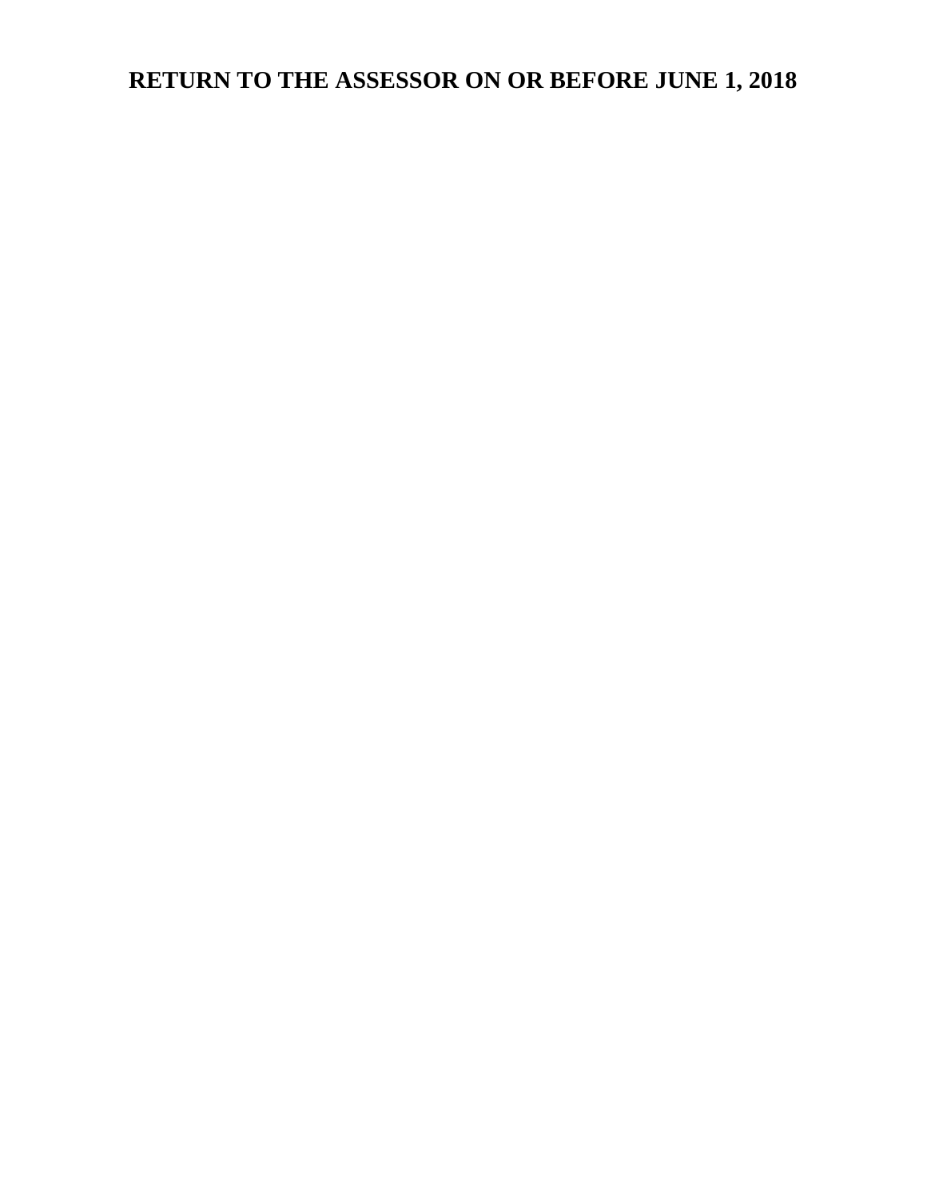# RETURN TO THE ASSESSOR ON OR BEFORE JUNE 1, 2018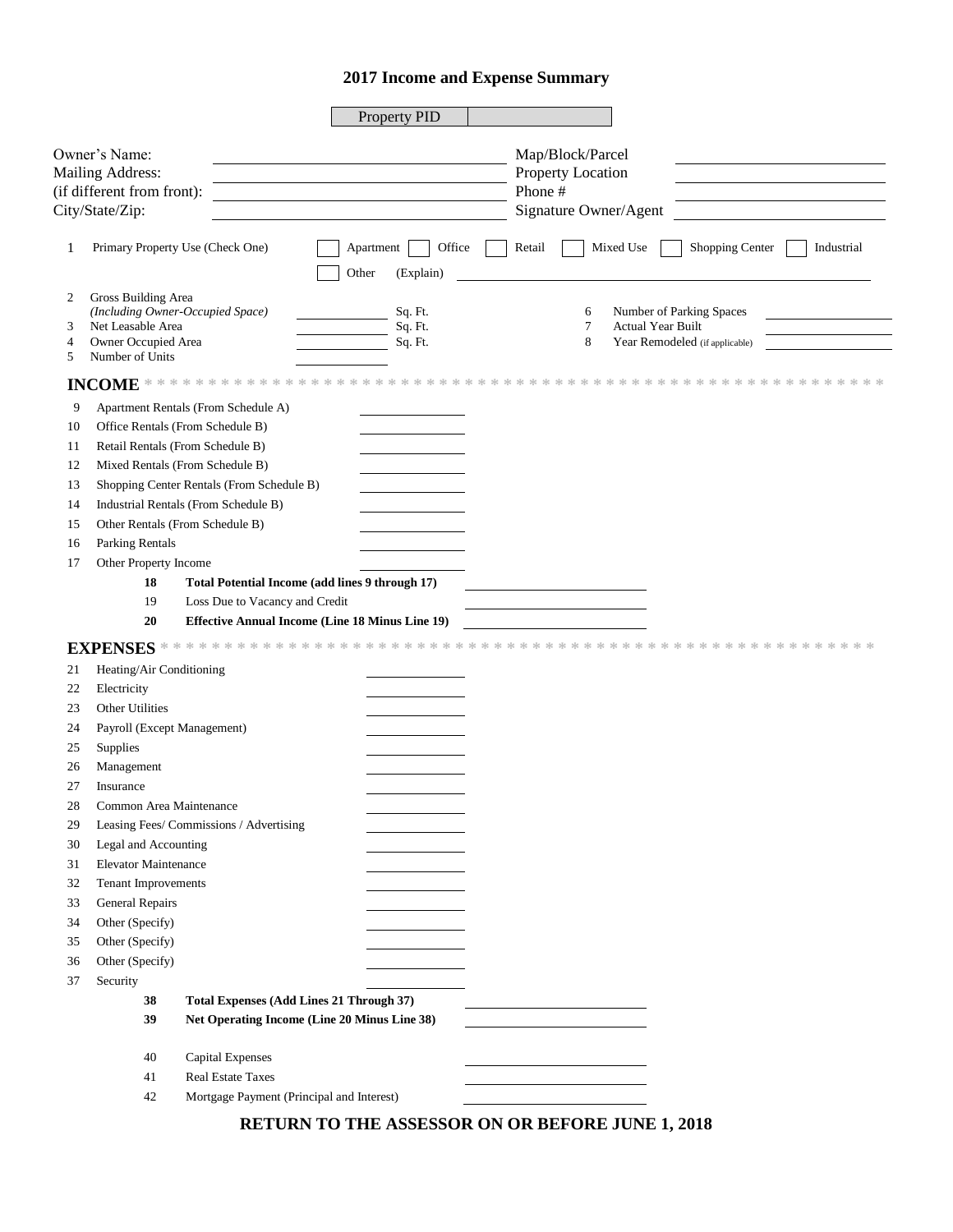# 2017 Income and Expense Summary

| Property PID | |
|---|---|

| | | | |
|---|---|---|---|
| Owner's Name: | | Map/Block/Parcel | |
| Mailing Address: | | Property Location | |
| (if different from front): | | Phone # | |
| City/State/Zip: | | Signature Owner/Agent | |

1 Primary Property Use (Check One) ☐ Apartment ☐ Office ☐ Retail ☐ Mixed Use ☐ Shopping Center ☐ Industrial

☐ Other (Explain) ______________________________

| | | | | | | |
|---|---|---|---|---|---|---|
| 2 | Gross Building Area *(Including Owner-Occupied Space)* | ________ | Sq. Ft. | 6 | Number of Parking Spaces | ________ |
| 3 | Net Leasable Area | ________ | Sq. Ft. | 7 | Actual Year Built | ________ |
| 4 | Owner Occupied Area | ________ | Sq. Ft. | 8 | Year Remodeled (if applicable) | ________ |
| 5 | Number of Units | ________ | | | | |

## INCOME * * * * * * * * * * * * * * * * * * * * * * * * * * * * * * * * * * * * * * * * * * * * * * * *

| | | | |
|---|---|---|---|
| 9 | Apartment Rentals (From Schedule A) | ________ | |
| 10 | Office Rentals (From Schedule B) | ________ | |
| 11 | Retail Rentals (From Schedule B) | ________ | |
| 12 | Mixed Rentals (From Schedule B) | ________ | |
| 13 | Shopping Center Rentals (From Schedule B) | ________ | |
| 14 | Industrial Rentals (From Schedule B) | ________ | |
| 15 | Other Rentals (From Schedule B) | ________ | |
| 16 | Parking Rentals | ________ | |
| 17 | Other Property Income | ________ | |
| **18** | **Total Potential Income (add lines 9 through 17)** | | ________ |
| 19 | Loss Due to Vacancy and Credit | | ________ |
| **20** | **Effective Annual Income (Line 18 Minus Line 19)** | | ________ |

## EXPENSES * * * * * * * * * * * * * * * * * * * * * * * * * * * * * * * * * * * * * * * * * * * * * * *

| | | | |
|---|---|---|---|
| 21 | Heating/Air Conditioning | ________ | |
| 22 | Electricity | ________ | |
| 23 | Other Utilities | ________ | |
| 24 | Payroll (Except Management) | ________ | |
| 25 | Supplies | ________ | |
| 26 | Management | ________ | |
| 27 | Insurance | ________ | |
| 28 | Common Area Maintenance | ________ | |
| 29 | Leasing Fees/ Commissions / Advertising | ________ | |
| 30 | Legal and Accounting | ________ | |
| 31 | Elevator Maintenance | ________ | |
| 32 | Tenant Improvements | ________ | |
| 33 | General Repairs | ________ | |
| 34 | Other (Specify) | ________ | |
| 35 | Other (Specify) | ________ | |
| 36 | Other (Specify) | ________ | |
| 37 | Security | ________ | |
| **38** | **Total Expenses (Add Lines 21 Through 37)** | | ________ |
| **39** | **Net Operating Income (Line 20 Minus Line 38)** | | ________ |
| 40 | Capital Expenses | | ________ |
| 41 | Real Estate Taxes | | ________ |
| 42 | Mortgage Payment (Principal and Interest) | | ________ |

**RETURN TO THE ASSESSOR ON OR BEFORE JUNE 1, 2018**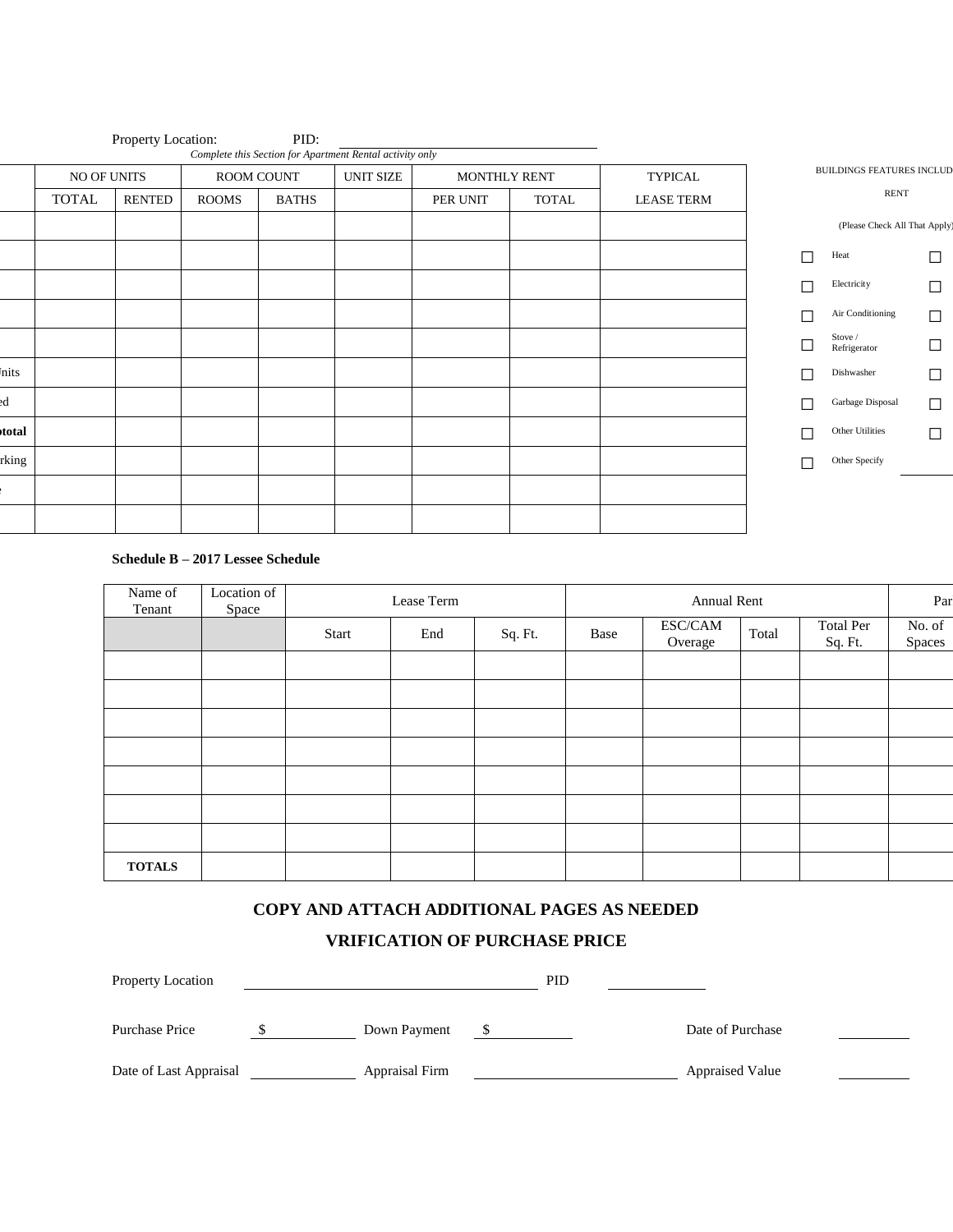Property Location: PID: ______________________________

*Complete this Section for Apartment Rental activity only*

| | NO OF UNITS | | ROOM COUNT | | UNIT SIZE | MONTHLY RENT | | TYPICAL |
|---|---|---|---|---|---|---|---|---|
| | TOTAL | RENTED | ROOMS | BATHS | | PER UNIT | TOTAL | LEASE TERM |
| | | | | | | | | |
| | | | | | | | | |
| | | | | | | | | |
| | | | | | | | | |
| | | | | | | | | |
| nits | | | | | | | | |
| ed | | | | | | | | |
| **total** | | | | | | | | |
| rking | | | | | | | | |
| | | | | | | | | |
| | | | | | | | | |

BUILDINGS FEATURES INCLUD RENT

(Please Check All That Apply)

- ☐ Heat ☐
- ☐ Electricity ☐
- ☐ Air Conditioning ☐
- ☐ Stove / Refrigerator ☐
- ☐ Dishwasher ☐
- ☐ Garbage Disposal ☐
- ☐ Other Utilities ☐
- ☐ Other Specify ______

**Schedule B – 2017 Lessee Schedule**

| Name of Tenant | Location of Space | Lease Term | | | Annual Rent | | | | Par |
|---|---|---|---|---|---|---|---|---|---|
| | | Start | End | Sq. Ft. | Base | ESC/CAM Overage | Total | Total Per Sq. Ft. | No. of Spaces |
| | | | | | | | | | |
| | | | | | | | | | |
| | | | | | | | | | |
| | | | | | | | | | |
| | | | | | | | | | |
| | | | | | | | | | |
| | | | | | | | | | |
| **TOTALS** | | | | | | | | | |

## COPY AND ATTACH ADDITIONAL PAGES AS NEEDED

## VRIFICATION OF PURCHASE PRICE

Property Location ______________________________ PID ____________

Purchase Price $ ____________ Down Payment $ ____________ Date of Purchase ____________

Date of Last Appraisal ____________ Appraisal Firm ______________________ Appraised Value ____________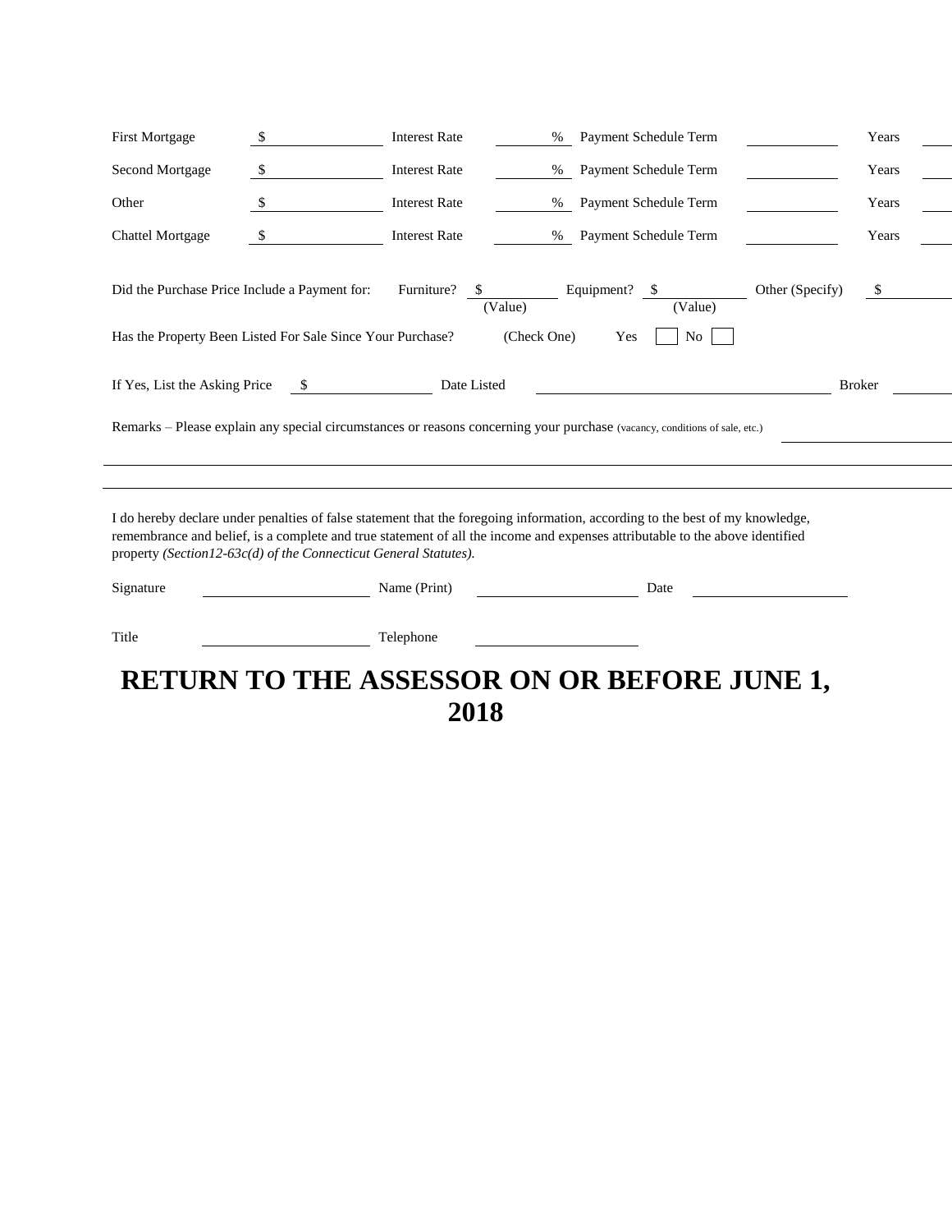| | | | | | | | |
|---|---|---|---|---|---|---|---|
| First Mortgage | $ | Interest Rate | % | Payment Schedule Term | | Years | |
| Second Mortgage | $ | Interest Rate | % | Payment Schedule Term | | Years | |
| Other | $ | Interest Rate | % | Payment Schedule Term | | Years | |
| Chattel Mortgage | $ | Interest Rate | % | Payment Schedule Term | | Years | |

Did the Purchase Price Include a Payment for: Furniture? $ ______ (Value) Equipment? $ ______ (Value) Other (Specify) $ ______

Has the Property Been Listed For Sale Since Your Purchase? (Check One) Yes ☐ No ☐

If Yes, List the Asking Price $ ______ Date Listed ______ Broker ______

Remarks – Please explain any special circumstances or reasons concerning your purchase (vacancy, conditions of sale, etc.) ______

I do hereby declare under penalties of false statement that the foregoing information, according to the best of my knowledge, remembrance and belief, is a complete and true statement of all the income and expenses attributable to the above identified property *(Section12-63c(d) of the Connecticut General Statutes).*

Signature ______ Name (Print) ______ Date ______

Title ______ Telephone ______

# RETURN TO THE ASSESSOR ON OR BEFORE JUNE 1, 2018